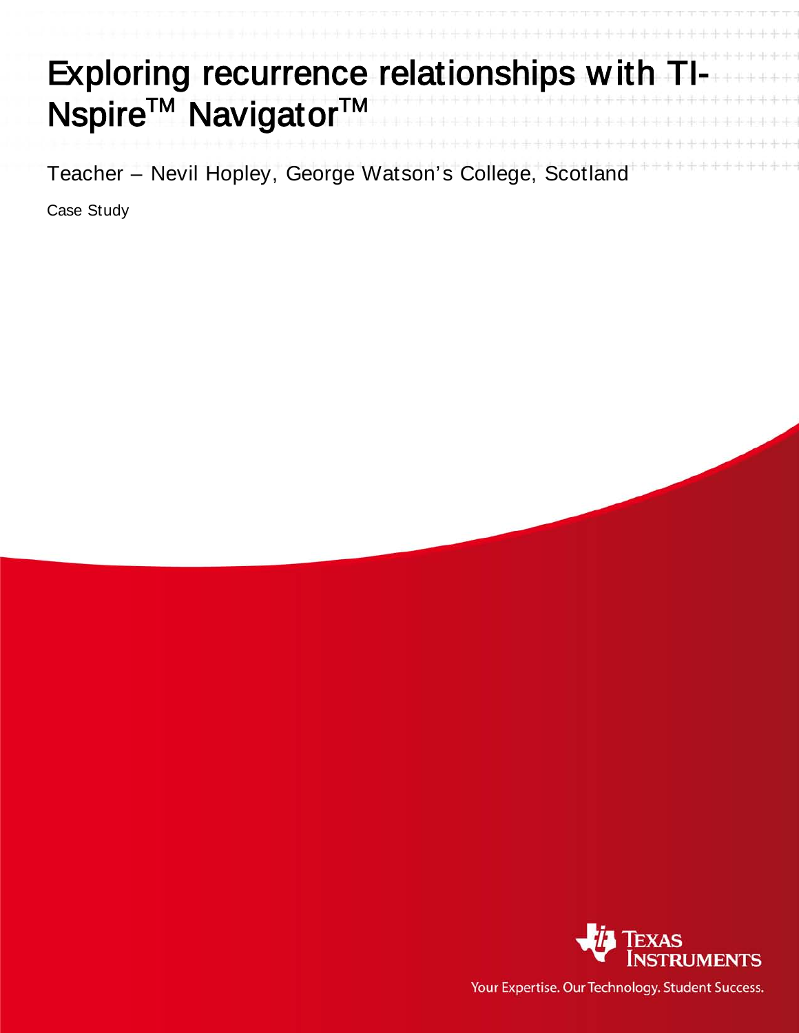# Exploring recurrence relationships with TI-Nspire™ Navigator™

Teacher – Nevil Hopley, George Watson's College, Scotland

Case Study

Texas Instruments

Your Expertise. Our Technology. Student Success.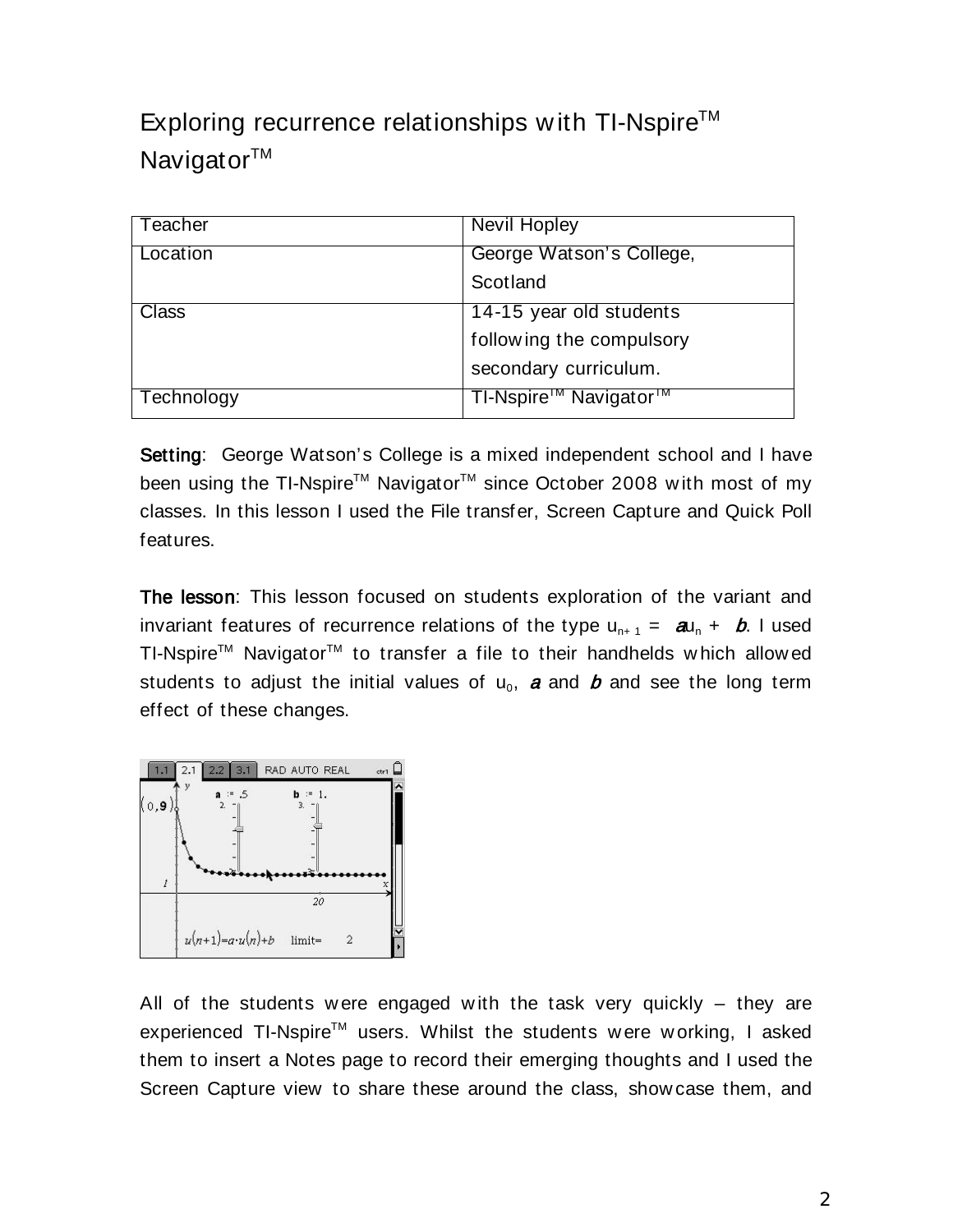# Exploring recurrence relationships with TI-Nspire™ Navigator™

| Teacher | Nevil Hopley |
|---|---|
| Location | George Watson's College, Scotland |
| Class | 14-15 year old students following the compulsory secondary curriculum. |
| Technology | TI-Nspire™ Navigator™ |

**Setting**: George Watson's College is a mixed independent school and I have been using the TI-Nspire™ Navigator™ since October 2008 with most of my classes. In this lesson I used the File transfer, Screen Capture and Quick Poll features.

**The lesson**: This lesson focused on students exploration of the variant and invariant features of recurrence relations of the type $u_{n+1} = a u_n + b$. I used TI-Nspire™ Navigator™ to transfer a file to their handhelds which allowed students to adjust the initial values of $u_0$, $a$ and $b$ and see the long term effect of these changes.

All of the students were engaged with the task very quickly – they are experienced TI-Nspire™ users. Whilst the students were working, I asked them to insert a Notes page to record their emerging thoughts and I used the Screen Capture view to share these around the class, showcase them, and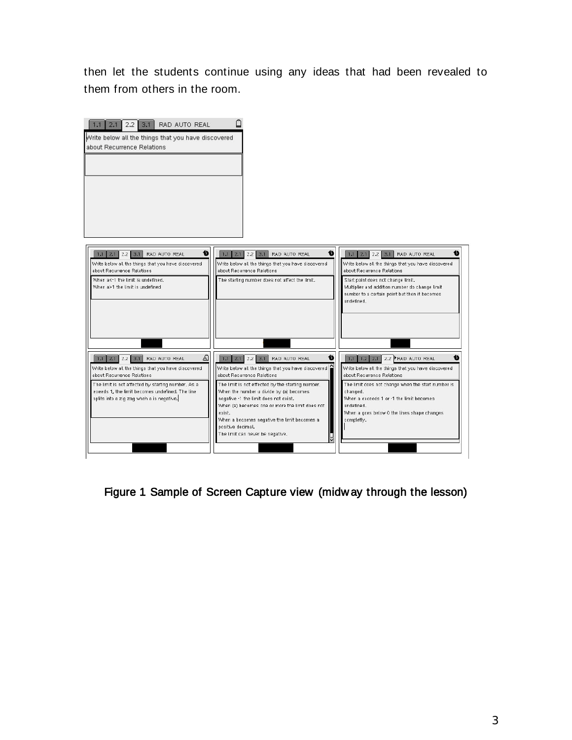then let the students continue using any ideas that had been revealed to them from others in the room.

1.1 | 2.1 | 2.2 | 3.1 | RAD AUTO REAL

Write below all the things that you have discovered about Recurrence Relations

When a<-1 the limit is undefined.
When a>1 the limit is undefined

The starting number does not affect the limit.

Start point does not change limit.
Multiplier and addition number do change limit number to a certain point but then it becomes undefined.

The limit is not affected by starting number. As a exceeds 1, the limit becomes undefined. The line splits into a zig zag when a is negative.

The limit is not effected by the starting number.
When the number u divide by (a) becomes negative -1 the limit does not exist.
When (a) becomes one or more the limit does not exist.
When a becomes negative the limit becomes a positive decimal.
The limit can never be negative.

The limit does not change when the start number is changed.
When a exceeds 1 or -1 the limit becomes undefined.
When a goes below 0 the lines shape changes completly.

**Figure 1 Sample of Screen Capture view (midway through the lesson)**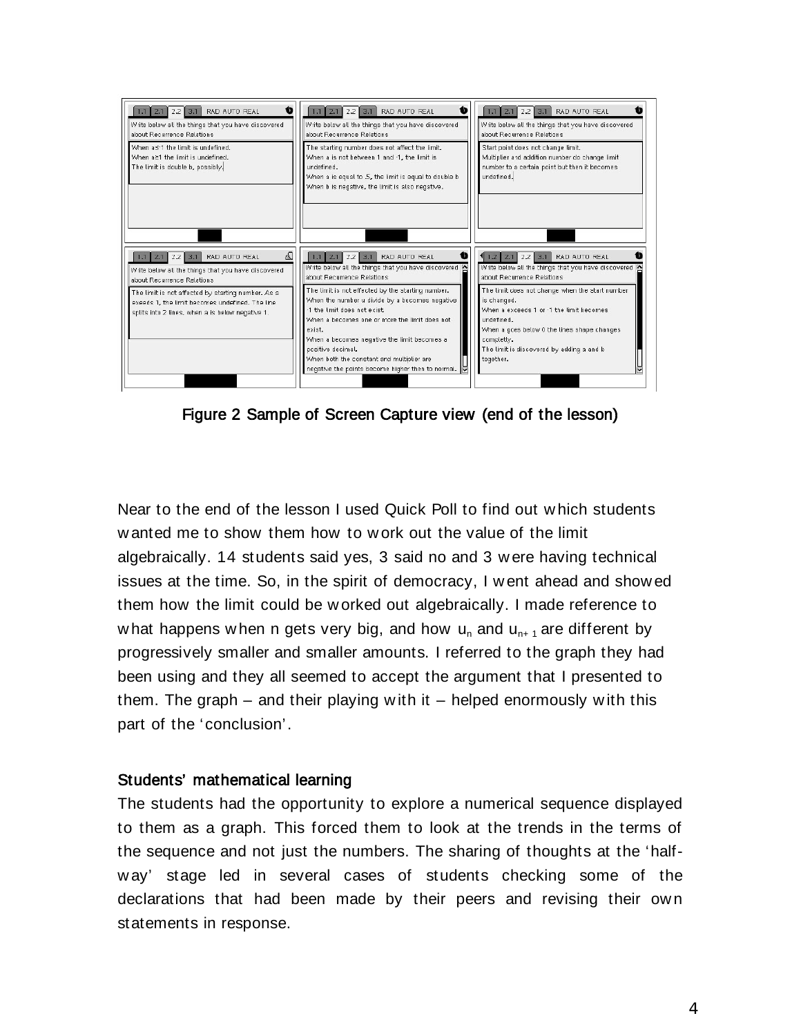Figure 2 Sample of Screen Capture view (end of the lesson)

Near to the end of the lesson I used Quick Poll to find out which students wanted me to show them how to work out the value of the limit algebraically. 14 students said yes, 3 said no and 3 were having technical issues at the time. So, in the spirit of democracy, I went ahead and showed them how the limit could be worked out algebraically. I made reference to what happens when n gets very big, and how $u_n$ and $u_{n+1}$ are different by progressively smaller and smaller amounts. I referred to the graph they had been using and they all seemed to accept the argument that I presented to them. The graph – and their playing with it – helped enormously with this part of the 'conclusion'.

### Students' mathematical learning

The students had the opportunity to explore a numerical sequence displayed to them as a graph. This forced them to look at the trends in the terms of the sequence and not just the numbers. The sharing of thoughts at the 'half-way' stage led in several cases of students checking some of the declarations that had been made by their peers and revising their own statements in response.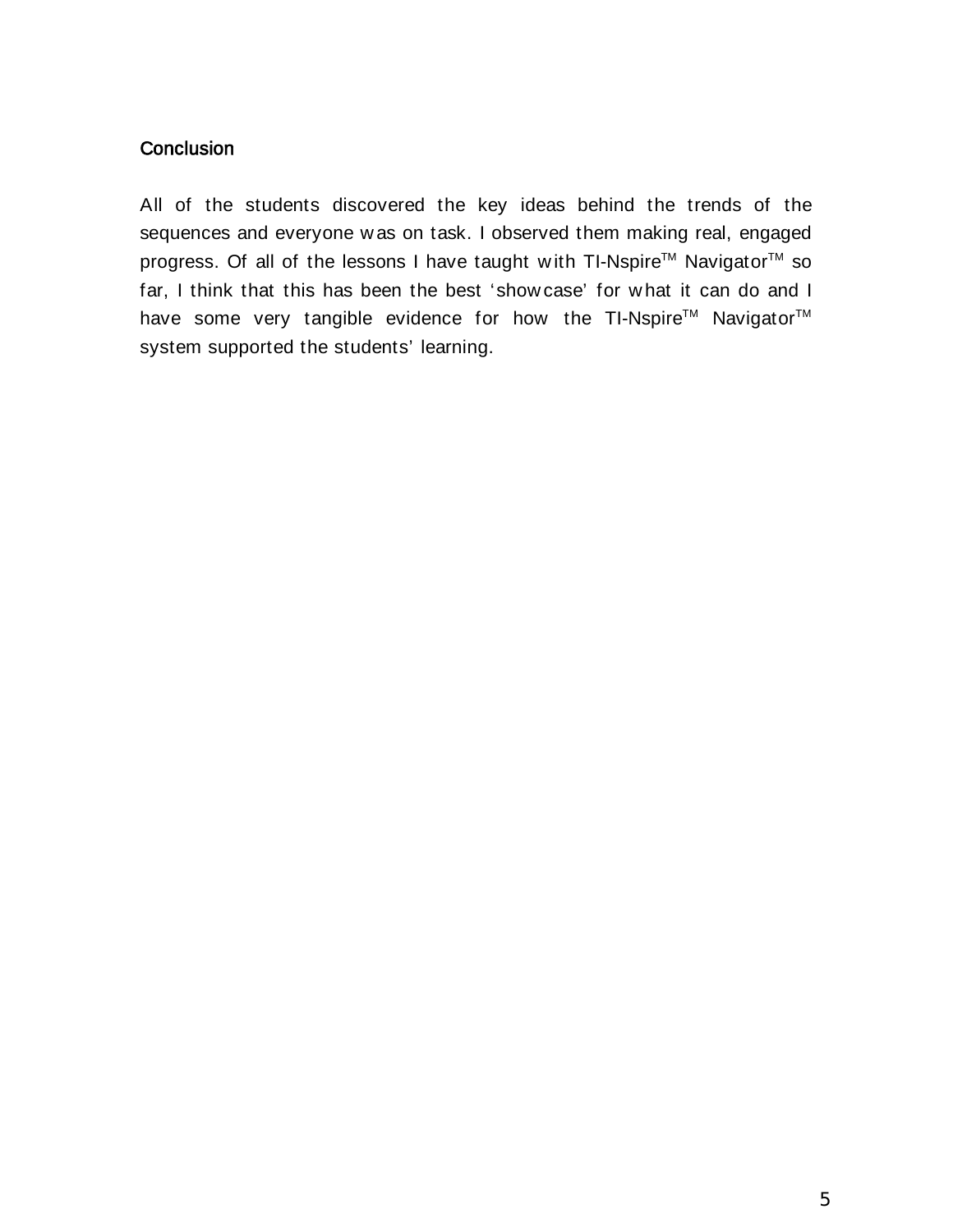## Conclusion

All of the students discovered the key ideas behind the trends of the sequences and everyone was on task. I observed them making real, engaged progress. Of all of the lessons I have taught with TI-Nspire™ Navigator™ so far, I think that this has been the best 'showcase' for what it can do and I have some very tangible evidence for how the TI-Nspire™ Navigator™ system supported the students' learning.